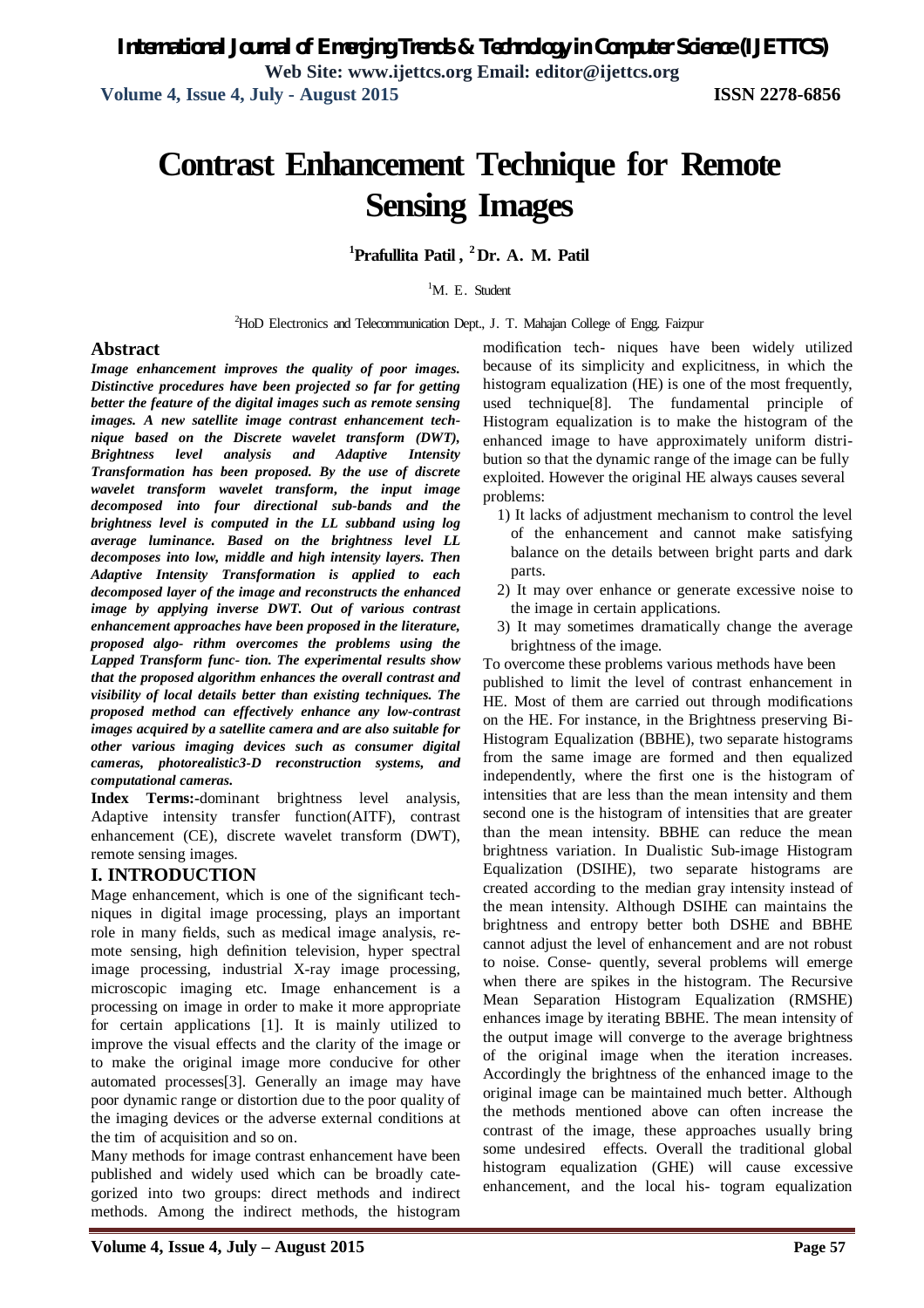# Contrast Enhancement Technique for Remote Sensing Images

[1]Prafullita Patil , [2]Dr. A. M. Patil

[1]M. E. Student

[2]HoD Electronics and Telecommunication Dept., J. T. Mahajan College of Engg. Faizpur

## Abstract

***Image enhancement improves the quality of poor images. Distinctive procedures have been projected so far for getting better the feature of the digital images such as remote sensing images. A new satellite image contrast enhancement technique based on the Discrete wavelet transform (DWT), Brightness level analysis and Adaptive Intensity Transformation has been proposed. By the use of discrete wavelet transform wavelet transform, the input image decomposed into four directional sub-bands and the brightness level is computed in the LL subband using log average luminance. Based on the brightness level LL decomposes into low, middle and high intensity layers. Then Adaptive Intensity Transformation is applied to each decomposed layer of the image and reconstructs the enhanced image by applying inverse DWT. Out of various contrast enhancement approaches have been proposed in the literature, proposed algo- rithm overcomes the problems using the Lapped Transform func- tion. The experimental results show that the proposed algorithm enhances the overall contrast and visibility of local details better than existing techniques. The proposed method can effectively enhance any low-contrast images acquired by a satellite camera and are also suitable for other various imaging devices such as consumer digital cameras, photorealistic3-D reconstruction systems, and computational cameras.***

**Index Terms:-**dominant brightness level analysis, Adaptive intensity transfer function(AITF), contrast enhancement (CE), discrete wavelet transform (DWT), remote sensing images.

## I. INTRODUCTION

Mage enhancement, which is one of the significant tech- niques in digital image processing, plays an important role in many fields, such as medical image analysis, re- mote sensing, high definition television, hyper spectral image processing, industrial X-ray image processing, microscopic imaging etc. Image enhancement is a processing on image in order to make it more appropriate for certain applications [1]. It is mainly utilized to improve the visual effects and the clarity of the image or to make the original image more conducive for other automated processes[3]. Generally an image may have poor dynamic range or distortion due to the poor quality of the imaging devices or the adverse external conditions at the tim of acquisition and so on.

Many methods for image contrast enhancement have been published and widely used which can be broadly cate- gorized into two groups: direct methods and indirect methods. Among the indirect methods, the histogram modification tech- niques have been widely utilized because of its simplicity and explicitness, in which the histogram equalization (HE) is one of the most frequently, used technique[8]. The fundamental principle of Histogram equalization is to make the histogram of the enhanced image to have approximately uniform distri- bution so that the dynamic range of the image can be fully exploited. However the original HE always causes several problems:

1) It lacks of adjustment mechanism to control the level of the enhancement and cannot make satisfying balance on the details between bright parts and dark parts.
2) It may over enhance or generate excessive noise to the image in certain applications.
3) It may sometimes dramatically change the average brightness of the image.

To overcome these problems various methods have been published to limit the level of contrast enhancement in HE. Most of them are carried out through modifications on the HE. For instance, in the Brightness preserving Bi-Histogram Equalization (BBHE), two separate histograms from the same image are formed and then equalized independently, where the first one is the histogram of intensities that are less than the mean intensity and them second one is the histogram of intensities that are greater than the mean intensity. BBHE can reduce the mean brightness variation. In Dualistic Sub-image Histogram Equalization (DSIHE), two separate histograms are created according to the median gray intensity instead of the mean intensity. Although DSIHE can maintains the brightness and entropy better both DSHE and BBHE cannot adjust the level of enhancement and are not robust to noise. Conse- quently, several problems will emerge when there are spikes in the histogram. The Recursive Mean Separation Histogram Equalization (RMSHE) enhances image by iterating BBHE. The mean intensity of the output image will converge to the average brightness of the original image when the iteration increases. Accordingly the brightness of the enhanced image to the original image can be maintained much better. Although the methods mentioned above can often increase the contrast of the image, these approaches usually bring some undesired effects. Overall the traditional global histogram equalization (GHE) will cause excessive enhancement, and the local his- togram equalization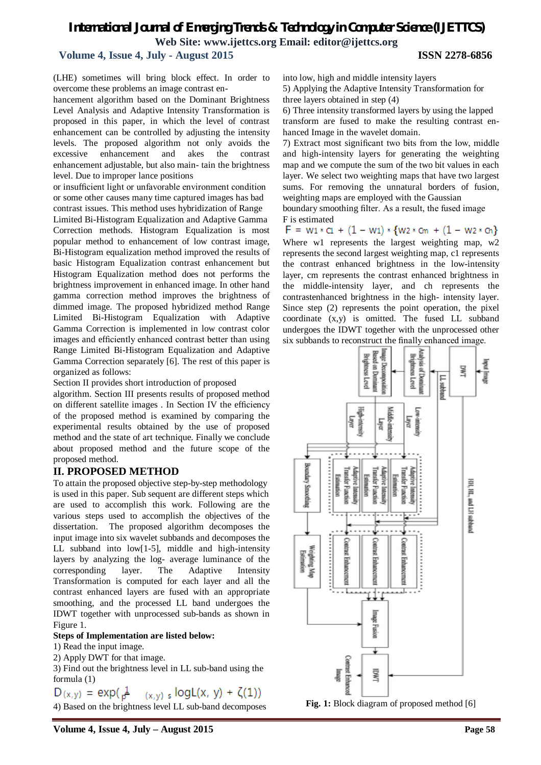(LHE) sometimes will bring block effect. In order to overcome these problems an image contrast enhancement algorithm based on the Dominant Brightness Level Analysis and Adaptive Intensity Transformation is proposed in this paper, in which the level of contrast enhancement can be controlled by adjusting the intensity levels. The proposed algorithm not only avoids the excessive enhancement and akes the contrast enhancement adjustable, but also main- tain the brightness level. Due to improper lance positions or insufficient light or unfavorable environment condition or some other causes many time captured images has bad contrast issues. This method uses hybridization of Range Limited Bi-Histogram Equalization and Adaptive Gamma Correction methods. Histogram Equalization is most popular method to enhancement of low contrast image, Bi-Histogram equalization method improved the results of basic Histogram Equalization contrast enhancement but Histogram Equalization method does not performs the brightness improvement in enhanced image. In other hand gamma correction method improves the brightness of dimmed image. The proposed hybridized method Range Limited Bi-Histogram Equalization with Adaptive Gamma Correction is implemented in low contrast color images and efficiently enhanced contrast better than using Range Limited Bi-Histogram Equalization and Adaptive Gamma Correction separately [6]. The rest of this paper is organized as follows:

Section II provides short introduction of proposed algorithm. Section III presents results of proposed method on different satellite images . In Section IV the efficiency of the proposed method is examined by comparing the experimental results obtained by the use of proposed method and the state of art technique. Finally we conclude about proposed method and the future scope of the proposed method.

## II. PROPOSED METHOD

To attain the proposed objective step-by-step methodology is used in this paper. Sub sequent are different steps which are used to accomplish this work. Following are the various steps used to accomplish the objectives of the dissertation. The proposed algorithm decomposes the input image into six wavelet subbands and decomposes the LL subband into low[1-5], middle and high-intensity layers by analyzing the log- average luminance of the corresponding layer. The Adaptive Intensity Transformation is computed for each layer and all the contrast enhanced layers are fused with an appropriate smoothing, and the processed LL band undergoes the IDWT together with unprocessed sub-bands as shown in Figure 1.

**Steps of Implementation are listed below:**

1) Read the input image.
2) Apply DWT for that image.
3) Find out the brightness level in LL sub-band using the formula (1)

$$D_{(x,y)} = \exp\left(\frac{1}{p} \sum_{(x,y)\,\in\, s} \log L(x, y) + \zeta(1)\right)$$

4) Based on the brightness level LL sub-band decomposes into low, high and middle intensity layers
5) Applying the Adaptive Intensity Transformation for three layers obtained in step (4)
6) Three intensity transformed layers by using the lapped transform are fused to make the resulting contrast enhanced Image in the wavelet domain.
7) Extract most significant two bits from the low, middle and high-intensity layers for generating the weighting map and we compute the sum of the two bit values in each layer. We select two weighting maps that have two largest sums. For removing the unnatural borders of fusion, weighting maps are employed with the Gaussian boundary smoothing filter. As a result, the fused image F is estimated

$$F = w_1 * c_l + (1 - w_1) * \{w_2 * c_m + (1 - w_2 * c_h)\}$$

Where w1 represents the largest weighting map, w2 represents the second largest weighting map, c1 represents the contrast enhanced brightness in the low-intensity layer, cm represents the contrast enhanced brightness in the middle-intensity layer, and ch represents the contrastenhanced brightness in the high- intensity layer. Since step (2) represents the point operation, the pixel coordinate (x,y) is omitted. The fused LL subband undergoes the IDWT together with the unprocessed other six subbands to reconstruct the finally enhanced image.

**Fig. 1:** Block diagram of proposed method [6]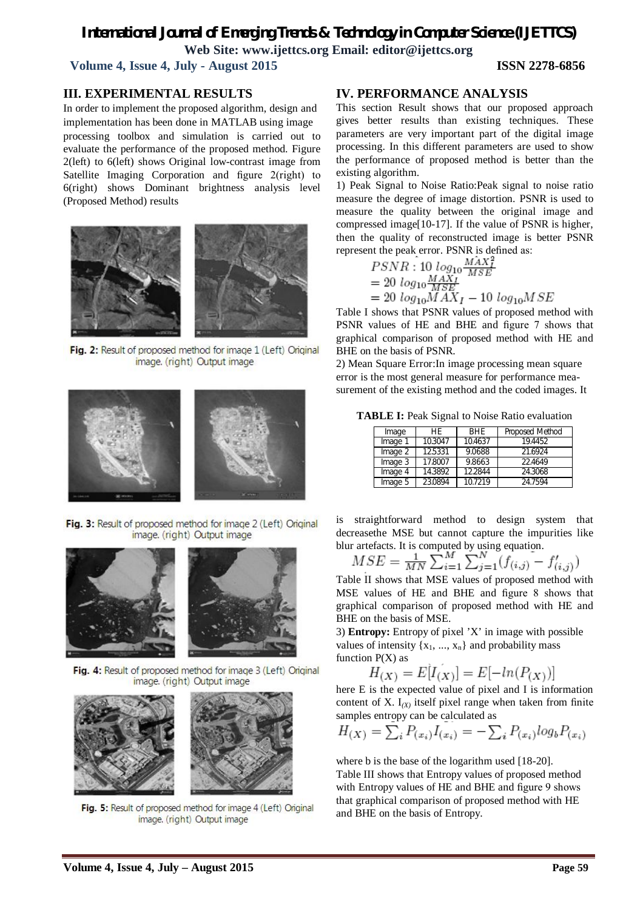## III. EXPERIMENTAL RESULTS

In order to implement the proposed algorithm, design and implementation has been done in MATLAB using image processing toolbox and simulation is carried out to evaluate the performance of the proposed method. Figure 2(left) to 6(left) shows Original low-contrast image from Satellite Imaging Corporation and figure 2(right) to 6(right) shows Dominant brightness analysis level (Proposed Method) results

**Fig. 2:** Result of proposed method for image 1 (Left) Original image. (right) Output image

**Fig. 3:** Result of proposed method for image 2 (Left) Original image. (right) Output image

**Fig. 4:** Result of proposed method for image 3 (Left) Original image. (right) Output image

**Fig. 5:** Result of proposed method for image 4 (Left) Original image. (right) Output image

## IV. PERFORMANCE ANALYSIS

This section Result shows that our proposed approach gives better results than existing techniques. These parameters are very important part of the digital image processing. In this different parameters are used to show the performance of proposed method is better than the existing algorithm.

1) Peak Signal to Noise Ratio:Peak signal to noise ratio measure the degree of image distortion. PSNR is used to measure the quality between the original image and compressed image[10-17]. If the value of PSNR is higher, then the quality of reconstructed image is better PSNR represent the peak error. PSNR is defined as:

$$PSNR: 10\ log_{10}\frac{MAX_I^2}{MSE}$$
$$= 20\ log_{10}\frac{MAX_I}{MSE}$$
$$= 20\ log_{10}MAX_I - 10\ log_{10}MSE$$

Table I shows that PSNR values of proposed method with PSNR values of HE and BHE and figure 7 shows that graphical comparison of proposed method with HE and BHE on the basis of PSNR.

2) Mean Square Error:In image processing mean square error is the most general measure for performance measurement of the existing method and the coded images. It is straightforward method to design system that decreasethe MSE but cannot capture the impurities like blur artefacts. It is computed by using equation.

**TABLE I:** Peak Signal to Noise Ratio evaluation

| Image | HE | BHE | Proposed Method |
|---|---|---|---|
| Image 1 | 10.3047 | 10.4637 | 19.4452 |
| Image 2 | 12.5331 | 9.0688 | 21.6924 |
| Image 3 | 17.8007 | 9.8663 | 22.4649 |
| Image 4 | 14.3892 | 12.2844 | 24.3068 |
| Image 5 | 23.0894 | 10.7219 | 24.7594 |

$$MSE = \frac{1}{MN}\sum_{i=1}^{M}\sum_{j=1}^{N}(f_{(i,j)} - f'_{(i,j)})$$

Table II shows that MSE values of proposed method with MSE values of HE and BHE and figure 8 shows that graphical comparison of proposed method with HE and BHE on the basis of MSE.

3) **Entropy:** Entropy of pixel 'X' in image with possible values of intensity $\{x_1, ..., x_n\}$ and probability mass function P(X) as

$$H_{(X)} = E[I_{(X)}] = E[-ln(P_{(X)})]$$

here E is the expected value of pixel and I is information content of X. $I_{(X)}$ itself pixel range when taken from finite samples entropy can be calculated as

$$H_{(X)} = \sum_i P_{(x_i)} I_{(x_i)} = -\sum_i P_{(x_i)} log_b P_{(x_i)}$$

where b is the base of the logarithm used [18-20].

Table III shows that Entropy values of proposed method with Entropy values of HE and BHE and figure 9 shows that graphical comparison of proposed method with HE and BHE on the basis of Entropy.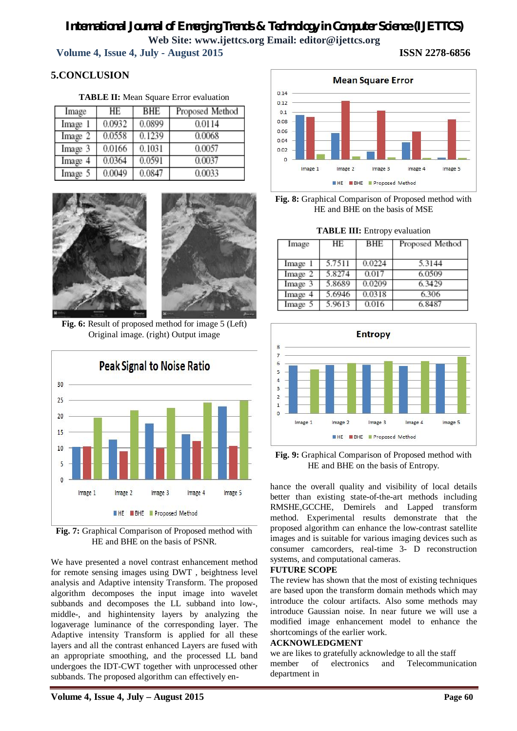## 5.CONCLUSION

**TABLE II:** Mean Square Error evaluation

| Image | HE | BHE | Proposed Method |
|---|---|---|---|
| Image 1 | 0.0932 | 0.0899 | 0.0114 |
| Image 2 | 0.0558 | 0.1239 | 0.0068 |
| Image 3 | 0.0166 | 0.1031 | 0.0057 |
| Image 4 | 0.0364 | 0.0591 | 0.0037 |
| Image 5 | 0.0049 | 0.0847 | 0.0033 |

**Fig. 6:** Result of proposed method for image 5 (Left) Original image. (right) Output image

**Fig. 7:** Graphical Comparison of Proposed method with HE and BHE on the basis of PSNR.

**Fig. 8:** Graphical Comparison of Proposed method with HE and BHE on the basis of MSE

**TABLE III:** Entropy evaluation

| Image | HE | BHE | Proposed Method |
|---|---|---|---|
| Image 1 | 5.7511 | 0.0224 | 5.3144 |
| Image 2 | 5.8274 | 0.017 | 6.0509 |
| Image 3 | 5.8689 | 0.0209 | 6.3429 |
| Image 4 | 5.6946 | 0.0318 | 6.306 |
| Image 5 | 5.9613 | 0.016 | 6.8487 |

**Fig. 9:** Graphical Comparison of Proposed method with HE and BHE on the basis of Entropy.

We have presented a novel contrast enhancement method for remote sensing images using DWT , beightness level analysis and Adaptive intensity Transform. The proposed algorithm decomposes the input image into wavelet subbands and decomposes the LL subband into low-, middle-, and highintensity layers by analyzing the logaverage luminance of the corresponding layer. The Adaptive intensity Transform is applied for all these layers and all the contrast enhanced Layers are fused with an appropriate smoothing, and the processed LL band undergoes the IDT-CWT together with unprocessed other subbands. The proposed algorithm can effectively enhance the overall quality and visibility of local details better than existing state-of-the-art methods including RMSHE,GCCHE, Demirels and Lapped transform method. Experimental results demonstrate that the proposed algorithm can enhance the low-contrast satellite images and is suitable for various imaging devices such as consumer camcorders, real-time 3- D reconstruction systems, and computational cameras.

**FUTURE SCOPE**

The review has shown that the most of existing techniques are based upon the transform domain methods which may introduce the colour artifacts. Also some methods may introduce Gaussian noise. In near future we will use a modified image enhancement model to enhance the shortcomings of the earlier work.

**ACKNOWLEDGMENT**

we are likes to gratefully acknowledge to all the staff member of electronics and Telecommunication department in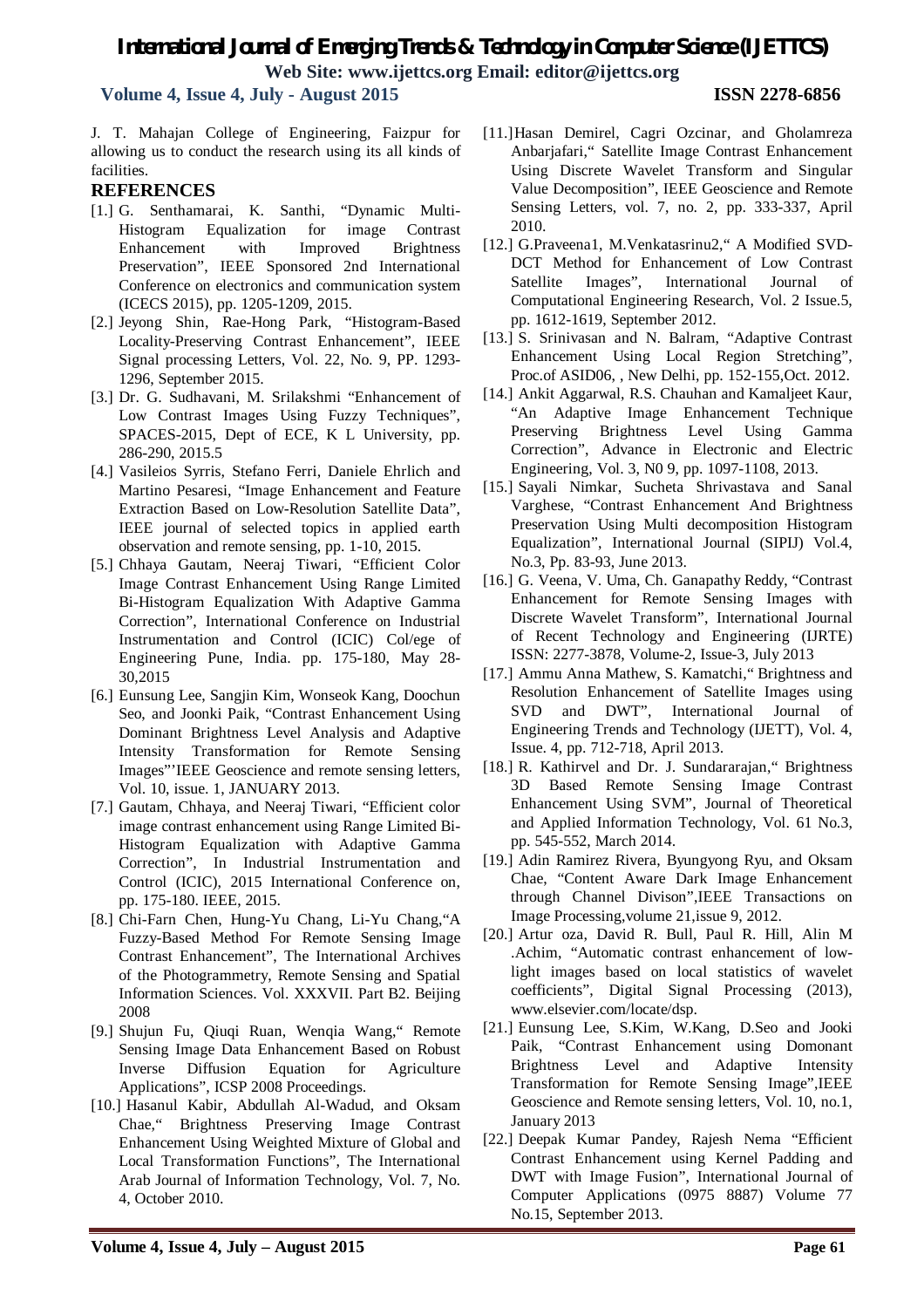J. T. Mahajan College of Engineering, Faizpur for allowing us to conduct the research using its all kinds of facilities.

## REFERENCES

[1.] G. Senthamarai, K. Santhi, "Dynamic Multi-Histogram Equalization for image Contrast Enhancement with Improved Brightness Preservation", IEEE Sponsored 2nd International Conference on electronics and communication system (ICECS 2015), pp. 1205-1209, 2015.

[2.] Jeyong Shin, Rae-Hong Park, "Histogram-Based Locality-Preserving Contrast Enhancement", IEEE Signal processing Letters, Vol. 22, No. 9, PP. 1293-1296, September 2015.

[3.] Dr. G. Sudhavani, M. Srilakshmi "Enhancement of Low Contrast Images Using Fuzzy Techniques", SPACES-2015, Dept of ECE, K L University, pp. 286-290, 2015.5

[4.] Vasileios Syrris, Stefano Ferri, Daniele Ehrlich and Martino Pesaresi, "Image Enhancement and Feature Extraction Based on Low-Resolution Satellite Data", IEEE journal of selected topics in applied earth observation and remote sensing, pp. 1-10, 2015.

[5.] Chhaya Gautam, Neeraj Tiwari, "Efficient Color Image Contrast Enhancement Using Range Limited Bi-Histogram Equalization With Adaptive Gamma Correction", International Conference on Industrial Instrumentation and Control (ICIC) Col/ege of Engineering Pune, India. pp. 175-180, May 28-30,2015

[6.] Eunsung Lee, Sangjin Kim, Wonseok Kang, Doochun Seo, and Joonki Paik, "Contrast Enhancement Using Dominant Brightness Level Analysis and Adaptive Intensity Transformation for Remote Sensing Images"'IEEE Geoscience and remote sensing letters, Vol. 10, issue. 1, JANUARY 2013.

[7.] Gautam, Chhaya, and Neeraj Tiwari, "Efficient color image contrast enhancement using Range Limited Bi-Histogram Equalization with Adaptive Gamma Correction", In Industrial Instrumentation and Control (ICIC), 2015 International Conference on, pp. 175-180. IEEE, 2015.

[8.] Chi-Farn Chen, Hung-Yu Chang, Li-Yu Chang,"A Fuzzy-Based Method For Remote Sensing Image Contrast Enhancement", The International Archives of the Photogrammetry, Remote Sensing and Spatial Information Sciences. Vol. XXXVII. Part B2. Beijing 2008

[9.] Shujun Fu, Qiuqi Ruan, Wenqia Wang," Remote Sensing Image Data Enhancement Based on Robust Inverse Diffusion Equation for Agriculture Applications", ICSP 2008 Proceedings.

[10.] Hasanul Kabir, Abdullah Al-Wadud, and Oksam Chae," Brightness Preserving Image Contrast Enhancement Using Weighted Mixture of Global and Local Transformation Functions", The International Arab Journal of Information Technology, Vol. 7, No. 4, October 2010.

[11.] Hasan Demirel, Cagri Ozcinar, and Gholamreza Anbarjafari," Satellite Image Contrast Enhancement Using Discrete Wavelet Transform and Singular Value Decomposition", IEEE Geoscience and Remote Sensing Letters, vol. 7, no. 2, pp. 333-337, April 2010.

[12.] G.Praveena1, M.Venkatasrinu2," A Modified SVD-DCT Method for Enhancement of Low Contrast Satellite Images", International Journal of Computational Engineering Research, Vol. 2 Issue.5, pp. 1612-1619, September 2012.

[13.] S. Srinivasan and N. Balram, "Adaptive Contrast Enhancement Using Local Region Stretching", Proc.of ASID06, , New Delhi, pp. 152-155,Oct. 2012.

[14.] Ankit Aggarwal, R.S. Chauhan and Kamaljeet Kaur, "An Adaptive Image Enhancement Technique Preserving Brightness Level Using Gamma Correction", Advance in Electronic and Electric Engineering, Vol. 3, N0 9, pp. 1097-1108, 2013.

[15.] Sayali Nimkar, Sucheta Shrivastava and Sanal Varghese, "Contrast Enhancement And Brightness Preservation Using Multi decomposition Histogram Equalization", International Journal (SIPIJ) Vol.4, No.3, Pp. 83-93, June 2013.

[16.] G. Veena, V. Uma, Ch. Ganapathy Reddy, "Contrast Enhancement for Remote Sensing Images with Discrete Wavelet Transform", International Journal of Recent Technology and Engineering (IJRTE) ISSN: 2277-3878, Volume-2, Issue-3, July 2013

[17.] Ammu Anna Mathew, S. Kamatchi," Brightness and Resolution Enhancement of Satellite Images using SVD and DWT", International Journal of Engineering Trends and Technology (IJETT), Vol. 4, Issue. 4, pp. 712-718, April 2013.

[18.] R. Kathirvel and Dr. J. Sundararajan," Brightness 3D Based Remote Sensing Image Contrast Enhancement Using SVM", Journal of Theoretical and Applied Information Technology, Vol. 61 No.3, pp. 545-552, March 2014.

[19.] Adin Ramirez Rivera, Byungyong Ryu, and Oksam Chae, "Content Aware Dark Image Enhancement through Channel Divison",IEEE Transactions on Image Processing,volume 21,issue 9, 2012.

[20.] Artur oza, David R. Bull, Paul R. Hill, Alin M .Achim, "Automatic contrast enhancement of low-light images based on local statistics of wavelet coefficients", Digital Signal Processing (2013), www.elsevier.com/locate/dsp.

[21.] Eunsung Lee, S.Kim, W.Kang, D.Seo and Jooki Paik, "Contrast Enhancement using Domonant Brightness Level and Adaptive Intensity Transformation for Remote Sensing Image",IEEE Geoscience and Remote sensing letters, Vol. 10, no.1, January 2013

[22.] Deepak Kumar Pandey, Rajesh Nema "Efficient Contrast Enhancement using Kernel Padding and DWT with Image Fusion", International Journal of Computer Applications (0975 8887) Volume 77 No.15, September 2013.